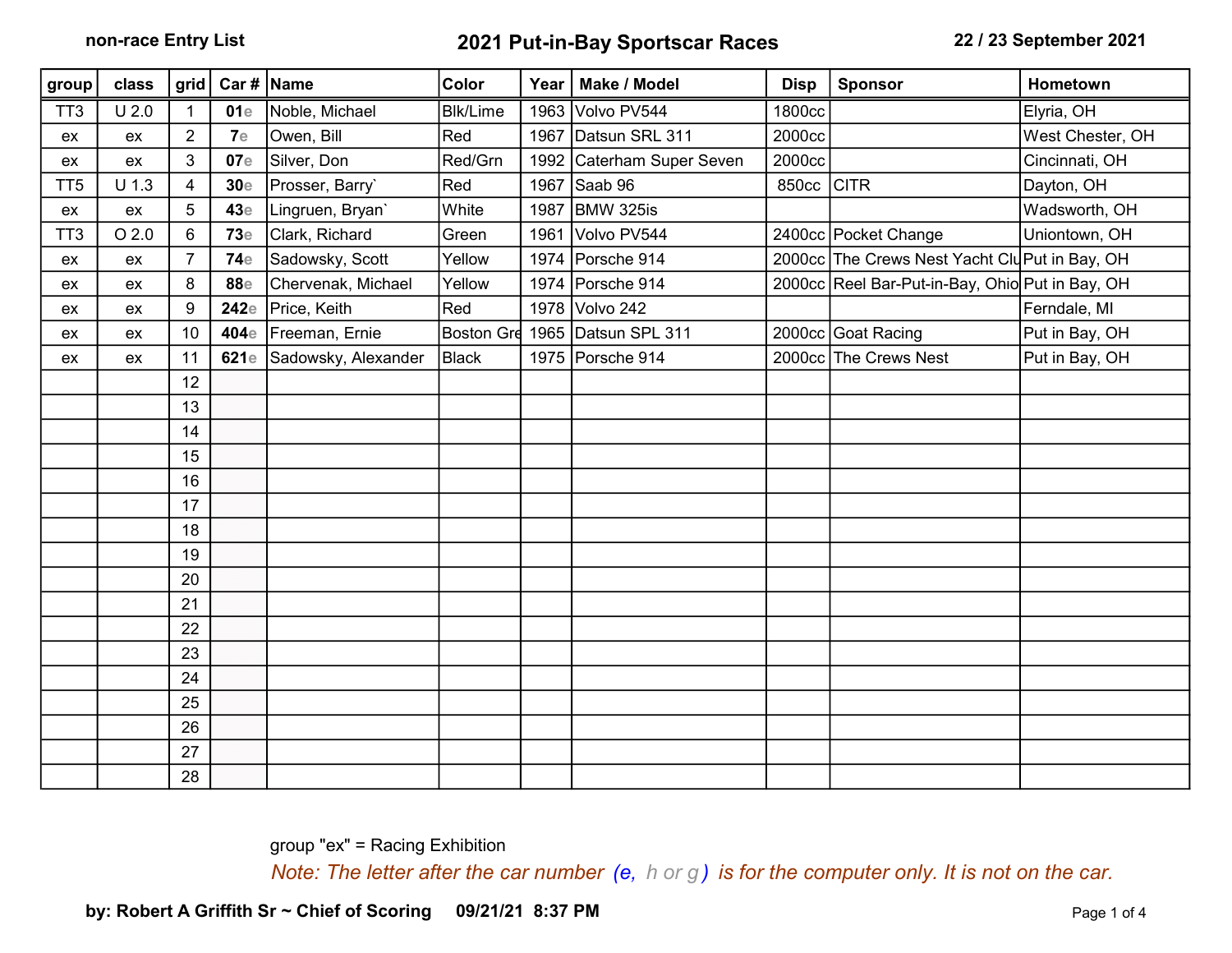**non-race Entry List**

# 2021 Put-in-Bay Sportscar Races

**22 / 23 September 2021**

| group | class | grid | Car # | Name | Color | Year | Make / Model | Disp | Sponsor | Hometown |
|---|---|---|---|---|---|---|---|---|---|---|
| TT3 | U 2.0 | 1 | **01**e | Noble, Michael | Blk/Lime | 1963 | Volvo PV544 | 1800cc | | Elyria, OH |
| ex | ex | 2 | **7**e | Owen, Bill | Red | 1967 | Datsun SRL 311 | 2000cc | | West Chester, OH |
| ex | ex | 3 | **07**e | Silver, Don | Red/Grn | 1992 | Caterham Super Seven | 2000cc | | Cincinnati, OH |
| TT5 | U 1.3 | 4 | **30**e | Prosser, Barry` | Red | 1967 | Saab 96 | 850cc | CITR | Dayton, OH |
| ex | ex | 5 | **43**e | Lingruen, Bryan` | White | 1987 | BMW 325is | | | Wadsworth, OH |
| TT3 | O 2.0 | 6 | **73**e | Clark, Richard | Green | 1961 | Volvo PV544 | 2400cc | Pocket Change | Uniontown, OH |
| ex | ex | 7 | **74**e | Sadowsky, Scott | Yellow | 1974 | Porsche 914 | 2000cc | The Crews Nest Yacht Clu | Put in Bay, OH |
| ex | ex | 8 | **88**e | Chervenak, Michael | Yellow | 1974 | Porsche 914 | 2000cc | Reel Bar-Put-in-Bay, Ohio | Put in Bay, OH |
| ex | ex | 9 | **242**e | Price, Keith | Red | 1978 | Volvo 242 | | | Ferndale, MI |
| ex | ex | 10 | **404**e | Freeman, Ernie | Boston Gre | 1965 | Datsun SPL 311 | 2000cc | Goat Racing | Put in Bay, OH |
| ex | ex | 11 | **621**e | Sadowsky, Alexander | Black | 1975 | Porsche 914 | 2000cc | The Crews Nest | Put in Bay, OH |
| | | 12 | | | | | | | | |
| | | 13 | | | | | | | | |
| | | 14 | | | | | | | | |
| | | 15 | | | | | | | | |
| | | 16 | | | | | | | | |
| | | 17 | | | | | | | | |
| | | 18 | | | | | | | | |
| | | 19 | | | | | | | | |
| | | 20 | | | | | | | | |
| | | 21 | | | | | | | | |
| | | 22 | | | | | | | | |
| | | 23 | | | | | | | | |
| | | 24 | | | | | | | | |
| | | 25 | | | | | | | | |
| | | 26 | | | | | | | | |
| | | 27 | | | | | | | | |
| | | 28 | | | | | | | | |

group "ex" = Racing Exhibition

*Note: The letter after the car number (e, h or g) is for the computer only. It is not on the car.*

**by: Robert A Griffith Sr ~ Chief of Scoring 09/21/21 8:37 PM**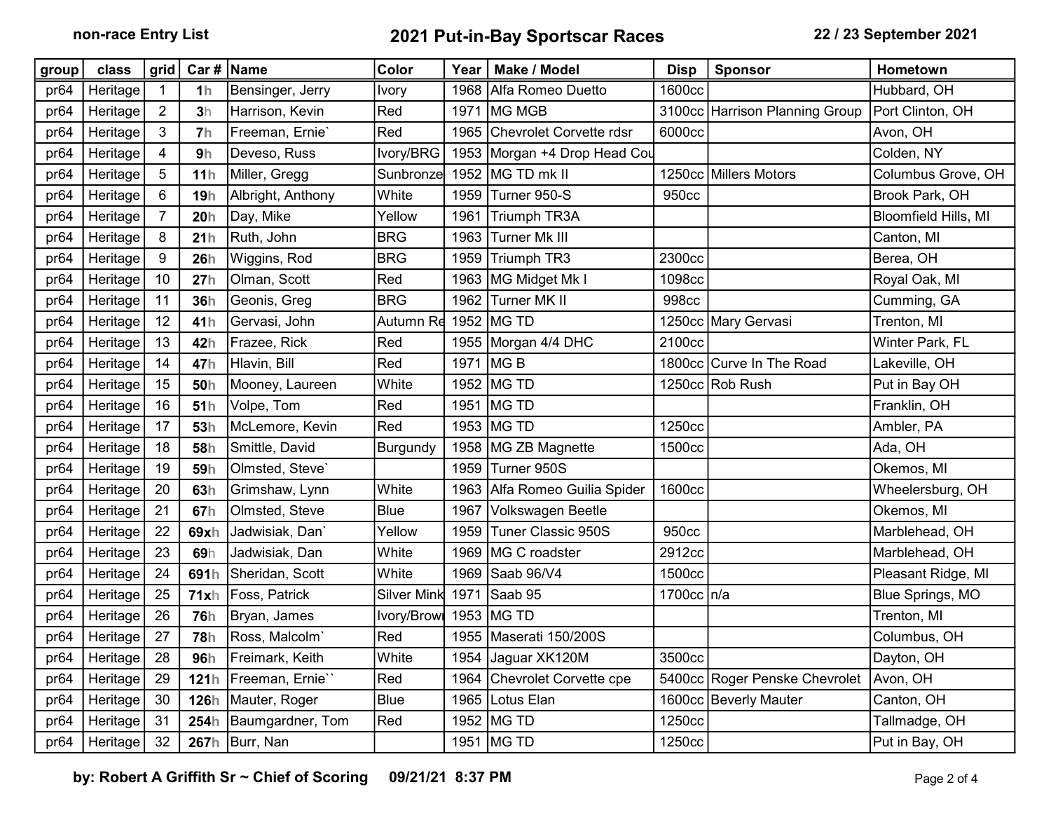non-race Entry List

# 2021 Put-in-Bay Sportscar Races

22 / 23 September 2021

| group | class | grid | Car # | Name | Color | Year | Make / Model | Disp | Sponsor | Hometown |
|---|---|---|---|---|---|---|---|---|---|---|
| pr64 | Heritage | 1 | 1h | Bensinger, Jerry | Ivory | 1968 | Alfa Romeo Duetto | 1600cc | | Hubbard, OH |
| pr64 | Heritage | 2 | 3h | Harrison, Kevin | Red | 1971 | MG MGB | 3100cc | Harrison Planning Group | Port Clinton, OH |
| pr64 | Heritage | 3 | 7h | Freeman, Ernie` | Red | 1965 | Chevrolet Corvette rdsr | 6000cc | | Avon, OH |
| pr64 | Heritage | 4 | 9h | Deveso, Russ | Ivory/BRG | 1953 | Morgan +4 Drop Head Cou | | | Colden, NY |
| pr64 | Heritage | 5 | 11h | Miller, Gregg | Sunbronze | 1952 | MG TD mk II | 1250cc | Millers Motors | Columbus Grove, OH |
| pr64 | Heritage | 6 | 19h | Albright, Anthony | White | 1959 | Turner 950-S | 950cc | | Brook Park, OH |
| pr64 | Heritage | 7 | 20h | Day, Mike | Yellow | 1961 | Triumph TR3A | | | Bloomfield Hills, MI |
| pr64 | Heritage | 8 | 21h | Ruth, John | BRG | 1963 | Turner Mk III | | | Canton, MI |
| pr64 | Heritage | 9 | 26h | Wiggins, Rod | BRG | 1959 | Triumph TR3 | 2300cc | | Berea, OH |
| pr64 | Heritage | 10 | 27h | Olman, Scott | Red | 1963 | MG Midget Mk I | 1098cc | | Royal Oak, MI |
| pr64 | Heritage | 11 | 36h | Geonis, Greg | BRG | 1962 | Turner MK II | 998cc | | Cumming, GA |
| pr64 | Heritage | 12 | 41h | Gervasi, John | Autumn Re | 1952 | MG TD | 1250cc | Mary Gervasi | Trenton, MI |
| pr64 | Heritage | 13 | 42h | Frazee, Rick | Red | 1955 | Morgan 4/4 DHC | 2100cc | | Winter Park, FL |
| pr64 | Heritage | 14 | 47h | Hlavin, Bill | Red | 1971 | MG B | 1800cc | Curve In The Road | Lakeville, OH |
| pr64 | Heritage | 15 | 50h | Mooney, Laureen | White | 1952 | MG TD | 1250cc | Rob Rush | Put in Bay OH |
| pr64 | Heritage | 16 | 51h | Volpe, Tom | Red | 1951 | MG TD | | | Franklin, OH |
| pr64 | Heritage | 17 | 53h | McLemore, Kevin | Red | 1953 | MG TD | 1250cc | | Ambler, PA |
| pr64 | Heritage | 18 | 58h | Smittle, David | Burgundy | 1958 | MG ZB Magnette | 1500cc | | Ada, OH |
| pr64 | Heritage | 19 | 59h | Olmsted, Steve` | | 1959 | Turner 950S | | | Okemos, MI |
| pr64 | Heritage | 20 | 63h | Grimshaw, Lynn | White | 1963 | Alfa Romeo Guilia Spider | 1600cc | | Wheelersburg, OH |
| pr64 | Heritage | 21 | 67h | Olmsted, Steve | Blue | 1967 | Volkswagen Beetle | | | Okemos, MI |
| pr64 | Heritage | 22 | 69xh | Jadwisiak, Dan` | Yellow | 1959 | Tuner Classic 950S | 950cc | | Marblehead, OH |
| pr64 | Heritage | 23 | 69h | Jadwisiak, Dan | White | 1969 | MG C roadster | 2912cc | | Marblehead, OH |
| pr64 | Heritage | 24 | 691h | Sheridan, Scott | White | 1969 | Saab 96/V4 | 1500cc | | Pleasant Ridge, MI |
| pr64 | Heritage | 25 | 71xh | Foss, Patrick | Silver Mink | 1971 | Saab 95 | 1700cc | n/a | Blue Springs, MO |
| pr64 | Heritage | 26 | 76h | Bryan, James | Ivory/Browi | 1953 | MG TD | | | Trenton, MI |
| pr64 | Heritage | 27 | 78h | Ross, Malcolm` | Red | 1955 | Maserati 150/200S | | | Columbus, OH |
| pr64 | Heritage | 28 | 96h | Freimark, Keith | White | 1954 | Jaguar XK120M | 3500cc | | Dayton, OH |
| pr64 | Heritage | 29 | 121h | Freeman, Ernie`` | Red | 1964 | Chevrolet Corvette cpe | 5400cc | Roger Penske Chevrolet | Avon, OH |
| pr64 | Heritage | 30 | 126h | Mauter, Roger | Blue | 1965 | Lotus Elan | 1600cc | Beverly Mauter | Canton, OH |
| pr64 | Heritage | 31 | 254h | Baumgardner, Tom | Red | 1952 | MG TD | 1250cc | | Tallmadge, OH |
| pr64 | Heritage | 32 | 267h | Burr, Nan | | 1951 | MG TD | 1250cc | | Put in Bay, OH |

**by: Robert A Griffith Sr ~ Chief of Scoring 09/21/21 8:37 PM**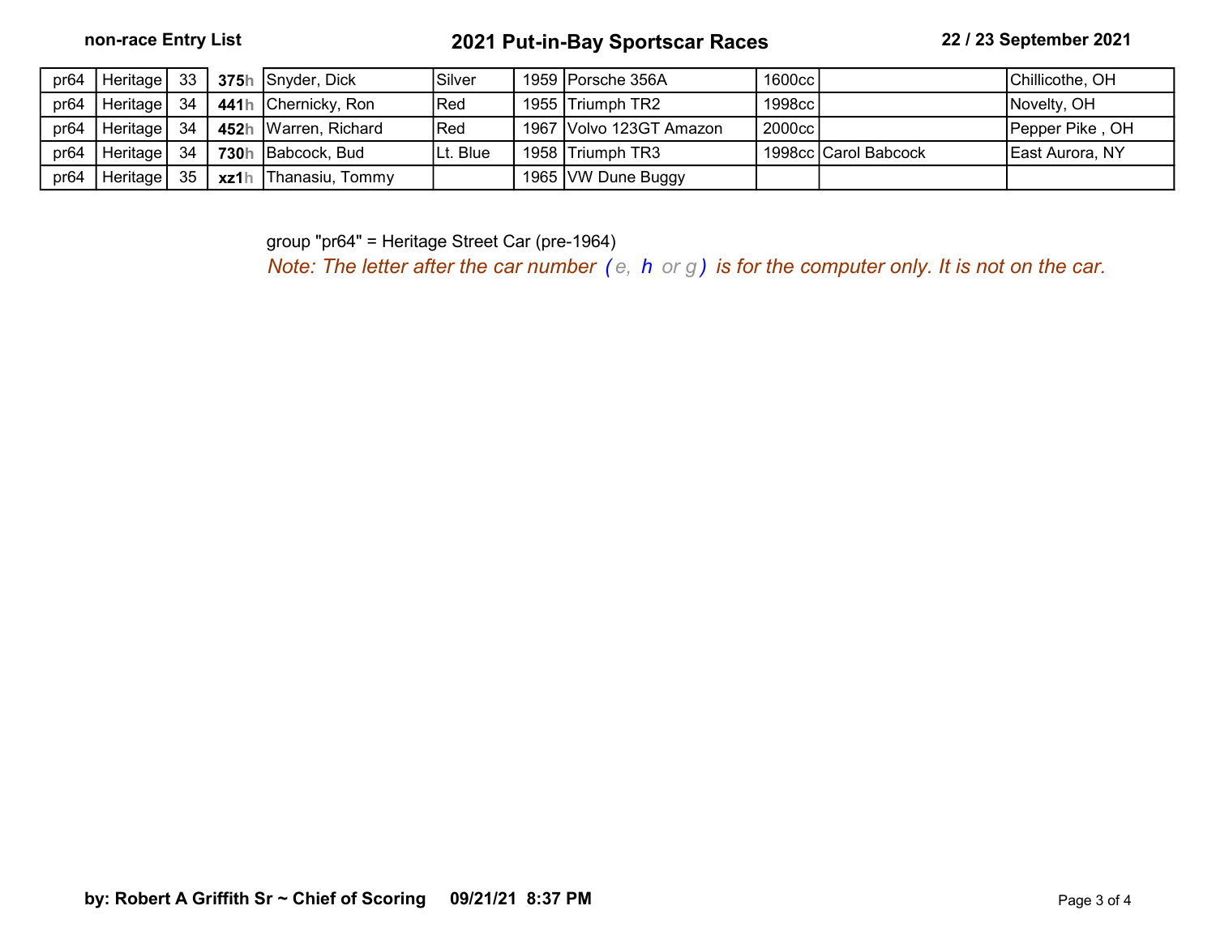| pr64 | Heritage | 33 | **375**h | Snyder, Dick | Silver | 1959 | Porsche 356A | 1600cc | | Chillicothe, OH |
|---|---|---|---|---|---|---|---|---|---|---|
| pr64 | Heritage | 34 | **441**h | Chernicky, Ron | Red | 1955 | Triumph TR2 | 1998cc | | Novelty, OH |
| pr64 | Heritage | 34 | **452**h | Warren, Richard | Red | 1967 | Volvo 123GT Amazon | 2000cc | | Pepper Pike , OH |
| pr64 | Heritage | 34 | **730**h | Babcock, Bud | Lt. Blue | 1958 | Triumph TR3 | 1998cc | Carol Babcock | East Aurora, NY |
| pr64 | Heritage | 35 | **xz1**h | Thanasiu, Tommy | | 1965 | VW Dune Buggy | | | |

group "pr64" = Heritage Street Car (pre-1964)

*Note: The letter after the car number ( e, h or g ) is for the computer only. It is not on the car.*

by: Robert A Griffith Sr ~ Chief of Scoring 09/21/21 8:37 PM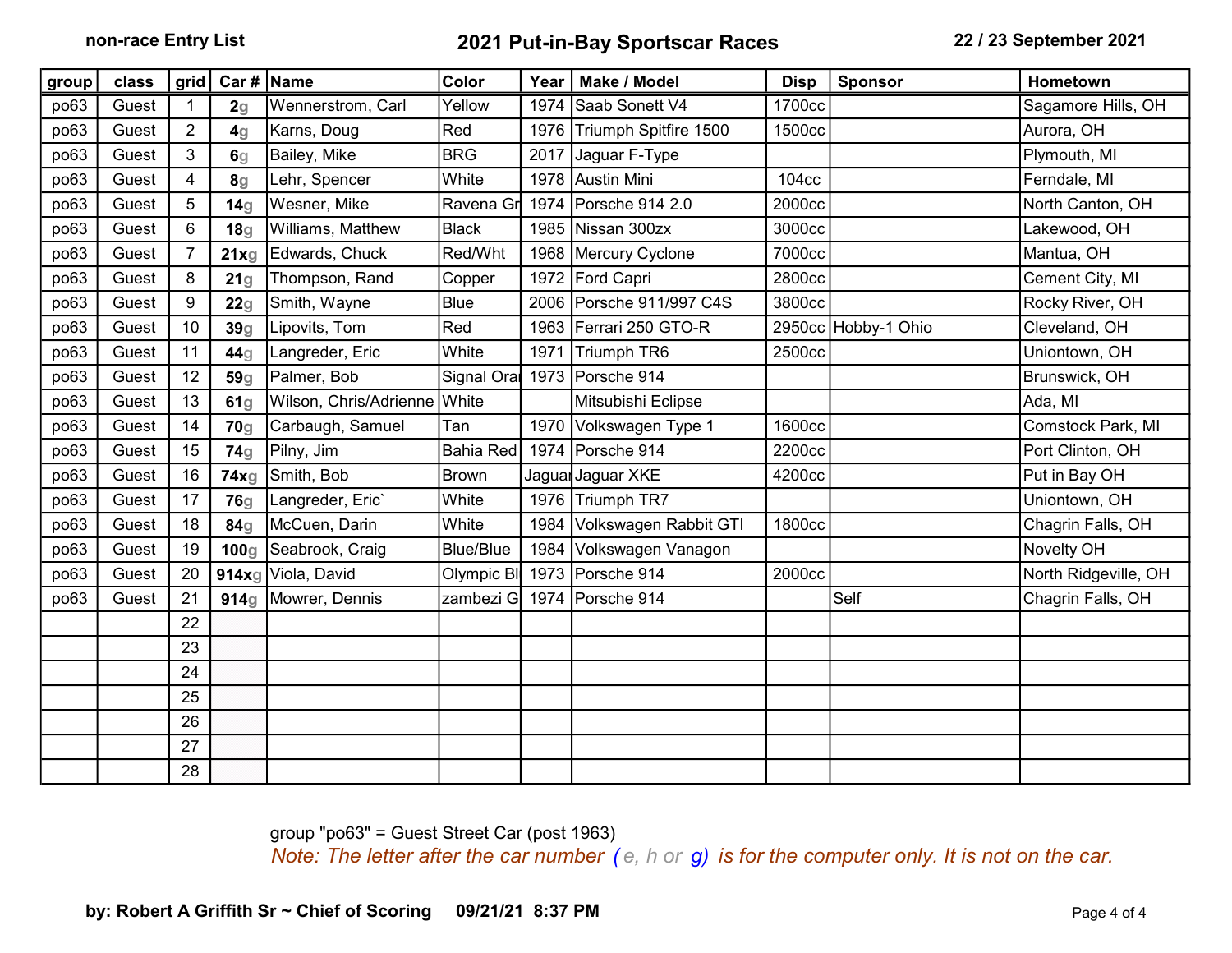non-race Entry List

# 2021 Put-in-Bay Sportscar Races

22 / 23 September 2021

| group | class | grid | Car # | Name | Color | Year | Make / Model | Disp | Sponsor | Hometown |
|---|---|---|---|---|---|---|---|---|---|---|
| po63 | Guest | 1 | 2g | Wennerstrom, Carl | Yellow | 1974 | Saab Sonett V4 | 1700cc | | Sagamore Hills, OH |
| po63 | Guest | 2 | 4g | Karns, Doug | Red | 1976 | Triumph Spitfire 1500 | 1500cc | | Aurora, OH |
| po63 | Guest | 3 | 6g | Bailey, Mike | BRG | 2017 | Jaguar F-Type | | | Plymouth, MI |
| po63 | Guest | 4 | 8g | Lehr, Spencer | White | 1978 | Austin Mini | 104cc | | Ferndale, MI |
| po63 | Guest | 5 | 14g | Wesner, Mike | Ravena Gr | 1974 | Porsche 914 2.0 | 2000cc | | North Canton, OH |
| po63 | Guest | 6 | 18g | Williams, Matthew | Black | 1985 | Nissan 300zx | 3000cc | | Lakewood, OH |
| po63 | Guest | 7 | 21xg | Edwards, Chuck | Red/Wht | 1968 | Mercury Cyclone | 7000cc | | Mantua, OH |
| po63 | Guest | 8 | 21g | Thompson, Rand | Copper | 1972 | Ford Capri | 2800cc | | Cement City, MI |
| po63 | Guest | 9 | 22g | Smith, Wayne | Blue | 2006 | Porsche 911/997 C4S | 3800cc | | Rocky River, OH |
| po63 | Guest | 10 | 39g | Lipovits, Tom | Red | 1963 | Ferrari 250 GTO-R | 2950cc | Hobby-1 Ohio | Cleveland, OH |
| po63 | Guest | 11 | 44g | Langreder, Eric | White | 1971 | Triumph TR6 | 2500cc | | Uniontown, OH |
| po63 | Guest | 12 | 59g | Palmer, Bob | Signal Orai | 1973 | Porsche 914 | | | Brunswick, OH |
| po63 | Guest | 13 | 61g | Wilson, Chris/Adrienne | White | | Mitsubishi Eclipse | | | Ada, MI |
| po63 | Guest | 14 | 70g | Carbaugh, Samuel | Tan | 1970 | Volkswagen Type 1 | 1600cc | | Comstock Park, MI |
| po63 | Guest | 15 | 74g | Pilny, Jim | Bahia Red | 1974 | Porsche 914 | 2200cc | | Port Clinton, OH |
| po63 | Guest | 16 | 74xg | Smith, Bob | Brown | Jaguai | Jaguar XKE | 4200cc | | Put in Bay OH |
| po63 | Guest | 17 | 76g | Langreder, Eric` | White | 1976 | Triumph TR7 | | | Uniontown, OH |
| po63 | Guest | 18 | 84g | McCuen, Darin | White | 1984 | Volkswagen Rabbit GTI | 1800cc | | Chagrin Falls, OH |
| po63 | Guest | 19 | 100g | Seabrook, Craig | Blue/Blue | 1984 | Volkswagen Vanagon | | | Novelty OH |
| po63 | Guest | 20 | 914xg | Viola, David | Olympic Bl | 1973 | Porsche 914 | 2000cc | | North Ridgeville, OH |
| po63 | Guest | 21 | 914g | Mowrer, Dennis | zambezi G | 1974 | Porsche 914 | | Self | Chagrin Falls, OH |
| | | 22 | | | | | | | | |
| | | 23 | | | | | | | | |
| | | 24 | | | | | | | | |
| | | 25 | | | | | | | | |
| | | 26 | | | | | | | | |
| | | 27 | | | | | | | | |
| | | 28 | | | | | | | | |

group "po63" = Guest Street Car (post 1963)

*Note: The letter after the car number ( e, h or g) is for the computer only. It is not on the car.*

**by: Robert A Griffith Sr ~ Chief of Scoring 09/21/21 8:37 PM**